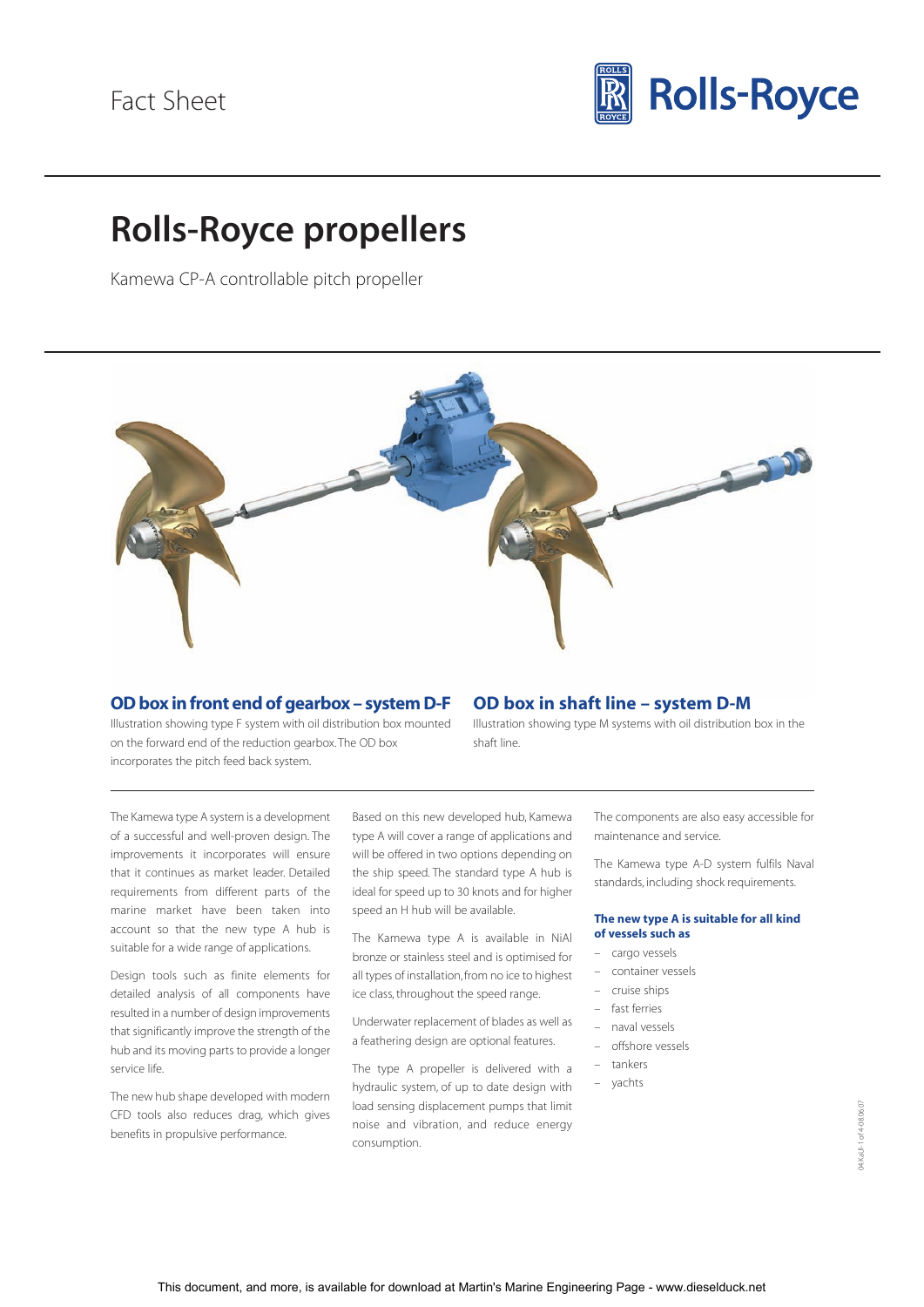Fact Sheet

Rolls-Royce

# Rolls-Royce propellers

Kamewa CP-A controllable pitch propeller

### OD box in front end of gearbox – system D-F

Illustration showing type F system with oil distribution box mounted on the forward end of the reduction gearbox. The OD box incorporates the pitch feed back system.

### OD box in shaft line – system D-M

Illustration showing type M systems with oil distribution box in the shaft line.

The Kamewa type A system is a development of a successful and well-proven design. The improvements it incorporates will ensure that it continues as market leader. Detailed requirements from different parts of the marine market have been taken into account so that the new type A hub is suitable for a wide range of applications.

Design tools such as finite elements for detailed analysis of all components have resulted in a number of design improvements that significantly improve the strength of the hub and its moving parts to provide a longer service life.

The new hub shape developed with modern CFD tools also reduces drag, which gives benefits in propulsive performance.

Based on this new developed hub, Kamewa type A will cover a range of applications and will be offered in two options depending on the ship speed. The standard type A hub is ideal for speed up to 30 knots and for higher speed an H hub will be available.

The Kamewa type A is available in NiAl bronze or stainless steel and is optimised for all types of installation, from no ice to highest ice class, throughout the speed range.

Underwater replacement of blades as well as a feathering design are optional features.

The type A propeller is delivered with a hydraulic system, of up to date design with load sensing displacement pumps that limit noise and vibration, and reduce energy consumption.

The components are also easy accessible for maintenance and service.

The Kamewa type A-D system fulfils Naval standards, including shock requirements.

#### The new type A is suitable for all kind of vessels such as

- cargo vessels
- container vessels
- cruise ships
- fast ferries
- naval vessels
- offshore vessels
- tankers
- yachts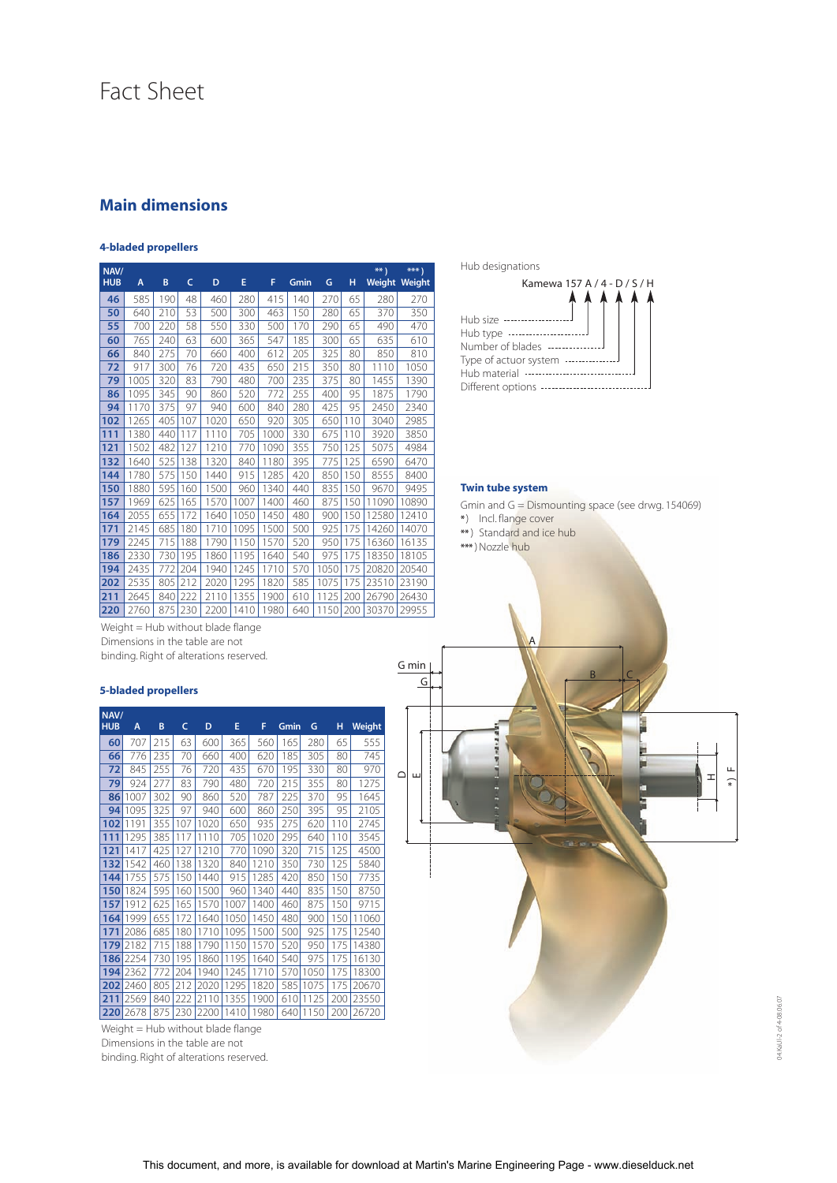# Fact Sheet

## Main dimensions

### 4-bladed propellers

| NAV/ HUB | A | B | C | D | E | F | Gmin | G | H | **) Weight | ***) Weight |
|---|---|---|---|---|---|---|---|---|---|---|---|
| 46 | 585 | 190 | 48 | 460 | 280 | 415 | 140 | 270 | 65 | 280 | 270 |
| 50 | 640 | 210 | 53 | 500 | 300 | 463 | 150 | 280 | 65 | 370 | 350 |
| 55 | 700 | 220 | 58 | 550 | 330 | 500 | 170 | 290 | 65 | 490 | 470 |
| 60 | 765 | 240 | 63 | 600 | 365 | 547 | 185 | 300 | 65 | 635 | 610 |
| 66 | 840 | 275 | 70 | 660 | 400 | 612 | 205 | 325 | 80 | 850 | 810 |
| 72 | 917 | 300 | 76 | 720 | 435 | 650 | 215 | 350 | 80 | 1110 | 1050 |
| 79 | 1005 | 320 | 83 | 790 | 480 | 700 | 235 | 375 | 80 | 1455 | 1390 |
| 86 | 1095 | 345 | 90 | 860 | 520 | 772 | 255 | 400 | 95 | 1875 | 1790 |
| 94 | 1170 | 375 | 97 | 940 | 600 | 840 | 280 | 425 | 95 | 2450 | 2340 |
| 102 | 1265 | 405 | 107 | 1020 | 650 | 920 | 305 | 650 | 110 | 3040 | 2985 |
| 111 | 1380 | 440 | 117 | 1110 | 705 | 1000 | 330 | 675 | 110 | 3920 | 3850 |
| 121 | 1502 | 482 | 127 | 1210 | 770 | 1090 | 355 | 750 | 125 | 5075 | 4984 |
| 132 | 1640 | 525 | 138 | 1320 | 840 | 1180 | 395 | 775 | 125 | 6590 | 6470 |
| 144 | 1780 | 575 | 150 | 1440 | 915 | 1285 | 420 | 850 | 150 | 8555 | 8400 |
| 150 | 1880 | 595 | 160 | 1500 | 960 | 1340 | 440 | 835 | 150 | 9670 | 9495 |
| 157 | 1969 | 625 | 165 | 1570 | 1007 | 1400 | 460 | 875 | 150 | 11090 | 10890 |
| 164 | 2055 | 655 | 172 | 1640 | 1050 | 1450 | 480 | 900 | 150 | 12580 | 12410 |
| 171 | 2145 | 685 | 180 | 1710 | 1095 | 1500 | 500 | 925 | 175 | 14260 | 14070 |
| 179 | 2245 | 715 | 188 | 1790 | 1150 | 1570 | 520 | 950 | 175 | 16360 | 16135 |
| 186 | 2330 | 730 | 195 | 1860 | 1195 | 1640 | 540 | 975 | 175 | 18350 | 18105 |
| 194 | 2435 | 772 | 204 | 1940 | 1245 | 1710 | 570 | 1050 | 175 | 20820 | 20540 |
| 202 | 2535 | 805 | 212 | 2020 | 1295 | 1820 | 585 | 1075 | 175 | 23510 | 23190 |
| 211 | 2645 | 840 | 222 | 2110 | 1355 | 1900 | 610 | 1125 | 200 | 26790 | 26430 |
| 220 | 2760 | 875 | 230 | 2200 | 1410 | 1980 | 640 | 1150 | 200 | 30370 | 29955 |

Weight = Hub without blade flange
Dimensions in the table are not binding. Right of alterations reserved.

Hub designations

Kamewa 157 A / 4 - D / S / H

- Hub size
- Hub type
- Number of blades
- Type of actuor system
- Hub material
- Different options

### Twin tube system

Gmin and G = Dismounting space (see drwg. 154069)

*) Incl. flange cover
**) Standard and ice hub
***) Nozzle hub

### 5-bladed propellers

| NAV/ HUB | A | B | C | D | E | F | Gmin | G | H | Weight |
|---|---|---|---|---|---|---|---|---|---|---|
| 60 | 707 | 215 | 63 | 600 | 365 | 560 | 165 | 280 | 65 | 555 |
| 66 | 776 | 235 | 70 | 660 | 400 | 620 | 185 | 305 | 80 | 745 |
| 72 | 845 | 255 | 76 | 720 | 435 | 670 | 195 | 330 | 80 | 970 |
| 79 | 924 | 277 | 83 | 790 | 480 | 720 | 215 | 355 | 80 | 1275 |
| 86 | 1007 | 302 | 90 | 860 | 520 | 787 | 225 | 370 | 95 | 1645 |
| 94 | 1095 | 325 | 97 | 940 | 600 | 860 | 250 | 395 | 95 | 2105 |
| 102 | 1191 | 355 | 107 | 1020 | 650 | 935 | 275 | 620 | 110 | 2745 |
| 111 | 1295 | 385 | 117 | 1110 | 705 | 1020 | 295 | 640 | 110 | 3545 |
| 121 | 1417 | 425 | 127 | 1210 | 770 | 1090 | 320 | 715 | 125 | 4500 |
| 132 | 1542 | 460 | 138 | 1320 | 840 | 1210 | 350 | 730 | 125 | 5840 |
| 144 | 1755 | 575 | 150 | 1440 | 915 | 1285 | 420 | 850 | 150 | 7735 |
| 150 | 1824 | 595 | 160 | 1500 | 960 | 1340 | 440 | 835 | 150 | 8750 |
| 157 | 1912 | 625 | 165 | 1570 | 1007 | 1400 | 460 | 875 | 150 | 9715 |
| 164 | 1999 | 655 | 172 | 1640 | 1050 | 1450 | 480 | 900 | 150 | 11060 |
| 171 | 2086 | 685 | 180 | 1710 | 1095 | 1500 | 500 | 925 | 175 | 12540 |
| 179 | 2182 | 715 | 188 | 1790 | 1150 | 1570 | 520 | 950 | 175 | 14380 |
| 186 | 2254 | 730 | 195 | 1860 | 1195 | 1640 | 540 | 975 | 175 | 16130 |
| 194 | 2362 | 772 | 204 | 1940 | 1245 | 1710 | 570 | 1050 | 175 | 18300 |
| 202 | 2460 | 805 | 212 | 2020 | 1295 | 1820 | 585 | 1075 | 175 | 20670 |
| 211 | 2569 | 840 | 222 | 2110 | 1355 | 1900 | 610 | 1125 | 200 | 23550 |
| 220 | 2678 | 875 | 230 | 2200 | 1410 | 1980 | 640 | 1150 | 200 | 26720 |

Weight = Hub without blade flange
Dimensions in the table are not binding. Right of alterations reserved.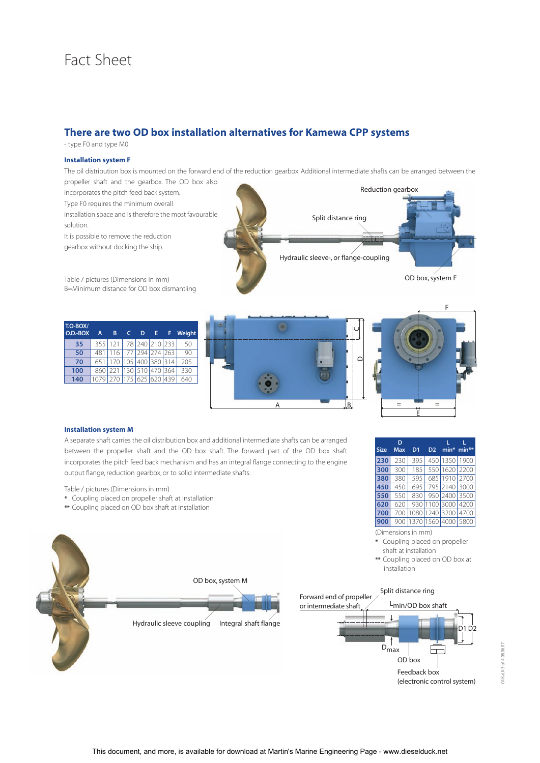# Fact Sheet

## There are two OD box installation alternatives for Kamewa CPP systems

- type F0 and type M0

### Installation system F

The oil distribution box is mounted on the forward end of the reduction gearbox. Additional intermediate shafts can be arranged between the propeller shaft and the gearbox. The OD box also incorporates the pitch feed back system.

Type F0 requires the minimum overall installation space and is therefore the most favourable solution.

It is possible to remove the reduction gearbox without docking the ship.

Reduction gearbox

Split distance ring

Hydraulic sleeve-, or flange-coupling

OD box, system F

Table / pictures (Dimensions in mm)
B=Minimum distance for OD box dismantling

| T.O-BOX/ O.D.-BOX | A | B | C | D | E | F | Weight |
|---|---|---|---|---|---|---|---|
| 35 | 355 | 121 | 78 | 240 | 210 | 233 | 50 |
| 50 | 481 | 116 | 77 | 294 | 274 | 263 | 90 |
| 70 | 651 | 170 | 105 | 400 | 380 | 314 | 205 |
| 100 | 860 | 221 | 130 | 510 | 470 | 364 | 330 |
| 140 | 1079 | 270 | 175 | 625 | 620 | 439 | 640 |

### Installation system M

A separate shaft carries the oil distribution box and additional intermediate shafts can be arranged between the propeller shaft and the OD box shaft. The forward part of the OD box shaft incorporates the pitch feed back mechanism and has an integral flange connecting to the engine output flange, reduction gearbox, or to solid intermediate shafts.

Table / pictures (Dimensions in mm)
* Coupling placed on propeller shaft at installation
** Coupling placed on OD box shaft at installation

| Size | D Max | D1 | D2 | L min* | L min** |
|---|---|---|---|---|---|
| 230 | 230 | 395 | 450 | 1350 | 1900 |
| 300 | 300 | 185 | 550 | 1620 | 2200 |
| 380 | 380 | 595 | 685 | 1910 | 2700 |
| 450 | 450 | 695 | 795 | 2140 | 3000 |
| 550 | 550 | 830 | 950 | 2400 | 3500 |
| 620 | 620 | 930 | 1100 | 3000 | 4200 |
| 700 | 700 | 1080 | 1240 | 3200 | 4700 |
| 900 | 900 | 1370 | 1560 | 4000 | 5800 |

(Dimensions in mm)
* Coupling placed on propeller shaft at installation
** Coupling placed on OD box at installation

OD box, system M

Hydraulic sleeve coupling

Integral shaft flange

Forward end of propeller or intermediate shaft

Split distance ring

$L_{min}$/OD box shaft

D1 D2

$D_{max}$

OD box

Feedback box (electronic control system)

This document, and more, is available for download at Martin's Marine Engineering Page - www.dieselduck.net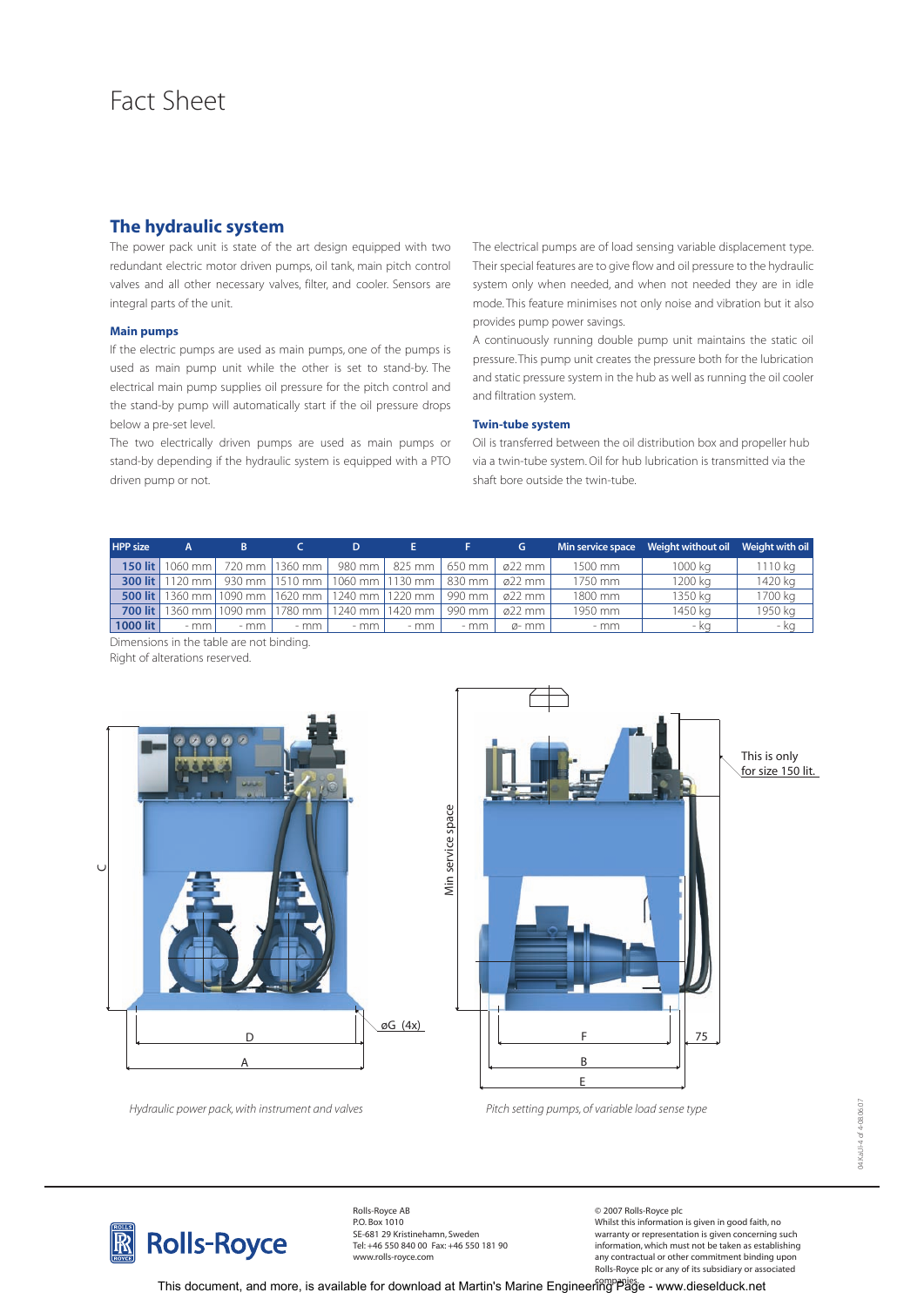# Fact Sheet

## The hydraulic system

The power pack unit is state of the art design equipped with two redundant electric motor driven pumps, oil tank, main pitch control valves and all other necessary valves, filter, and cooler. Sensors are integral parts of the unit.

### Main pumps

If the electric pumps are used as main pumps, one of the pumps is used as main pump unit while the other is set to stand-by. The electrical main pump supplies oil pressure for the pitch control and the stand-by pump will automatically start if the oil pressure drops below a pre-set level.

The two electrically driven pumps are used as main pumps or stand-by depending if the hydraulic system is equipped with a PTO driven pump or not.

The electrical pumps are of load sensing variable displacement type. Their special features are to give flow and oil pressure to the hydraulic system only when needed, and when not needed they are in idle mode. This feature minimises not only noise and vibration but it also provides pump power savings.

A continuously running double pump unit maintains the static oil pressure. This pump unit creates the pressure both for the lubrication and static pressure system in the hub as well as running the oil cooler and filtration system.

### Twin-tube system

Oil is transferred between the oil distribution box and propeller hub via a twin-tube system. Oil for hub lubrication is transmitted via the shaft bore outside the twin-tube.

| HPP size | A | B | C | D | E | F | G | Min service space | Weight without oil | Weight with oil |
|---|---|---|---|---|---|---|---|---|---|---|
| 150 lit | 1060 mm | 720 mm | 1360 mm | 980 mm | 825 mm | 650 mm | ø22 mm | 1500 mm | 1000 kg | 1110 kg |
| 300 lit | 1120 mm | 930 mm | 1510 mm | 1060 mm | 1130 mm | 830 mm | ø22 mm | 1750 mm | 1200 kg | 1420 kg |
| 500 lit | 1360 mm | 1090 mm | 1620 mm | 1240 mm | 1220 mm | 990 mm | ø22 mm | 1800 mm | 1350 kg | 1700 kg |
| 700 lit | 1360 mm | 1090 mm | 1780 mm | 1240 mm | 1420 mm | 990 mm | ø22 mm | 1950 mm | 1450 kg | 1950 kg |
| 1000 lit | - mm | - mm | - mm | - mm | - mm | - mm | ø- mm | - mm | - kg | - kg |

Dimensions in the table are not binding.
Right of alterations reserved.

C
D
A
øG (4x)

*Hydraulic power pack, with instrument and valves*

Min service space
This is only for size 150 lit.
F
75
B
E

*Pitch setting pumps, of variable load sense type*

Rolls-Royce AB
P.O. Box 1010
SE-681 29 Kristinehamn, Sweden
Tel: +46 550 840 00 Fax: +46 550 181 90
www.rolls-royce.com

© 2007 Rolls-Royce plc
Whilst this information is given in good faith, no warranty or representation is given concerning such information, which must not be taken as establishing any contractual or other commitment binding upon Rolls-Royce plc or any of its subsidiary or associated companies.

This document, and more, is available for download at Martin's Marine Engineering Page - www.dieselduck.net